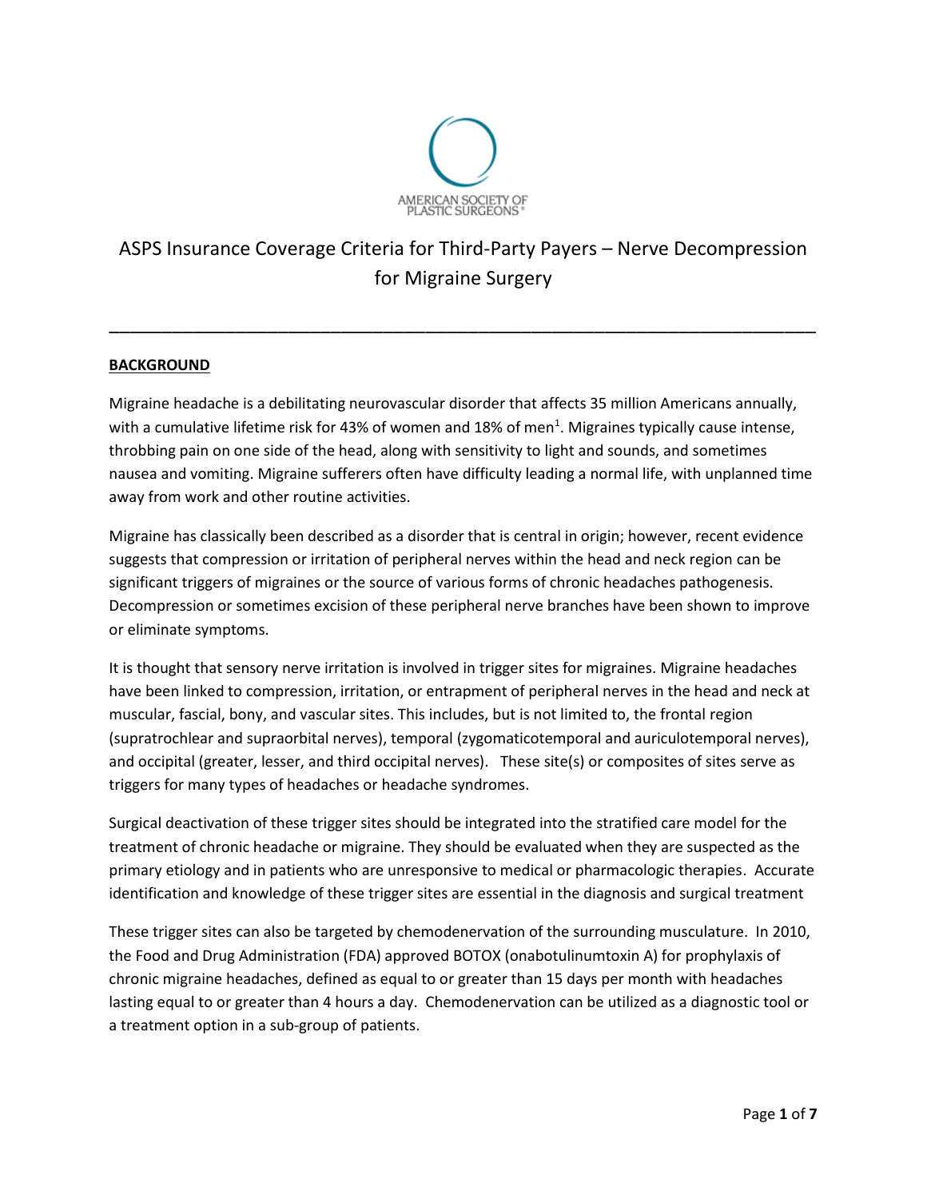AMERICAN SOCIETY OF PLASTIC SURGEONS®

# ASPS Insurance Coverage Criteria for Third-Party Payers – Nerve Decompression for Migraine Surgery

---

## BACKGROUND

Migraine headache is a debilitating neurovascular disorder that affects 35 million Americans annually, with a cumulative lifetime risk for 43% of women and 18% of men[1]. Migraines typically cause intense, throbbing pain on one side of the head, along with sensitivity to light and sounds, and sometimes nausea and vomiting. Migraine sufferers often have difficulty leading a normal life, with unplanned time away from work and other routine activities.

Migraine has classically been described as a disorder that is central in origin; however, recent evidence suggests that compression or irritation of peripheral nerves within the head and neck region can be significant triggers of migraines or the source of various forms of chronic headaches pathogenesis. Decompression or sometimes excision of these peripheral nerve branches have been shown to improve or eliminate symptoms.

It is thought that sensory nerve irritation is involved in trigger sites for migraines. Migraine headaches have been linked to compression, irritation, or entrapment of peripheral nerves in the head and neck at muscular, fascial, bony, and vascular sites. This includes, but is not limited to, the frontal region (supratrochlear and supraorbital nerves), temporal (zygomaticotemporal and auriculotemporal nerves), and occipital (greater, lesser, and third occipital nerves). These site(s) or composites of sites serve as triggers for many types of headaches or headache syndromes.

Surgical deactivation of these trigger sites should be integrated into the stratified care model for the treatment of chronic headache or migraine. They should be evaluated when they are suspected as the primary etiology and in patients who are unresponsive to medical or pharmacologic therapies. Accurate identification and knowledge of these trigger sites are essential in the diagnosis and surgical treatment

These trigger sites can also be targeted by chemodenervation of the surrounding musculature. In 2010, the Food and Drug Administration (FDA) approved BOTOX (onabotulinumtoxin A) for prophylaxis of chronic migraine headaches, defined as equal to or greater than 15 days per month with headaches lasting equal to or greater than 4 hours a day. Chemodenervation can be utilized as a diagnostic tool or a treatment option in a sub-group of patients.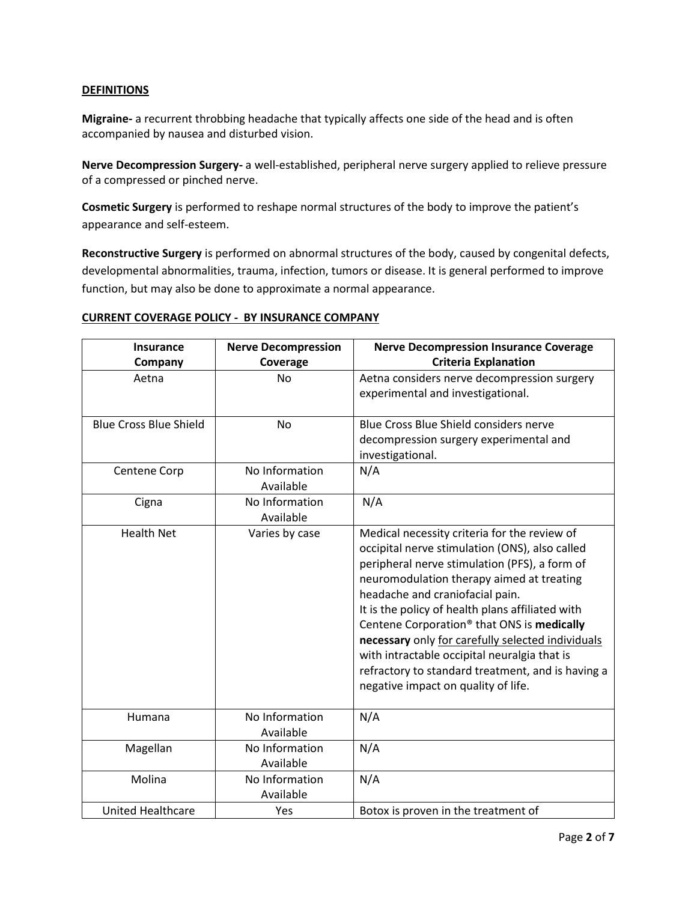## DEFINITIONS

**Migraine-** a recurrent throbbing headache that typically affects one side of the head and is often accompanied by nausea and disturbed vision.

**Nerve Decompression Surgery-** a well-established, peripheral nerve surgery applied to relieve pressure of a compressed or pinched nerve.

**Cosmetic Surgery** is performed to reshape normal structures of the body to improve the patient's appearance and self-esteem.

**Reconstructive Surgery** is performed on abnormal structures of the body, caused by congenital defects, developmental abnormalities, trauma, infection, tumors or disease. It is general performed to improve function, but may also be done to approximate a normal appearance.

## CURRENT COVERAGE POLICY - BY INSURANCE COMPANY

| Insurance Company | Nerve Decompression Coverage | Nerve Decompression Insurance Coverage Criteria Explanation |
|---|---|---|
| Aetna | No | Aetna considers nerve decompression surgery experimental and investigational. |
| Blue Cross Blue Shield | No | Blue Cross Blue Shield considers nerve decompression surgery experimental and investigational. |
| Centene Corp | No Information Available | N/A |
| Cigna | No Information Available | N/A |
| Health Net | Varies by case | Medical necessity criteria for the review of occipital nerve stimulation (ONS), also called peripheral nerve stimulation (PFS), a form of neuromodulation therapy aimed at treating headache and craniofacial pain.<br>It is the policy of health plans affiliated with Centene Corporation® that ONS is **medically necessary** only <u>for carefully selected individuals</u> with intractable occipital neuralgia that is refractory to standard treatment, and is having a negative impact on quality of life. |
| Humana | No Information Available | N/A |
| Magellan | No Information Available | N/A |
| Molina | No Information Available | N/A |
| United Healthcare | Yes | Botox is proven in the treatment of |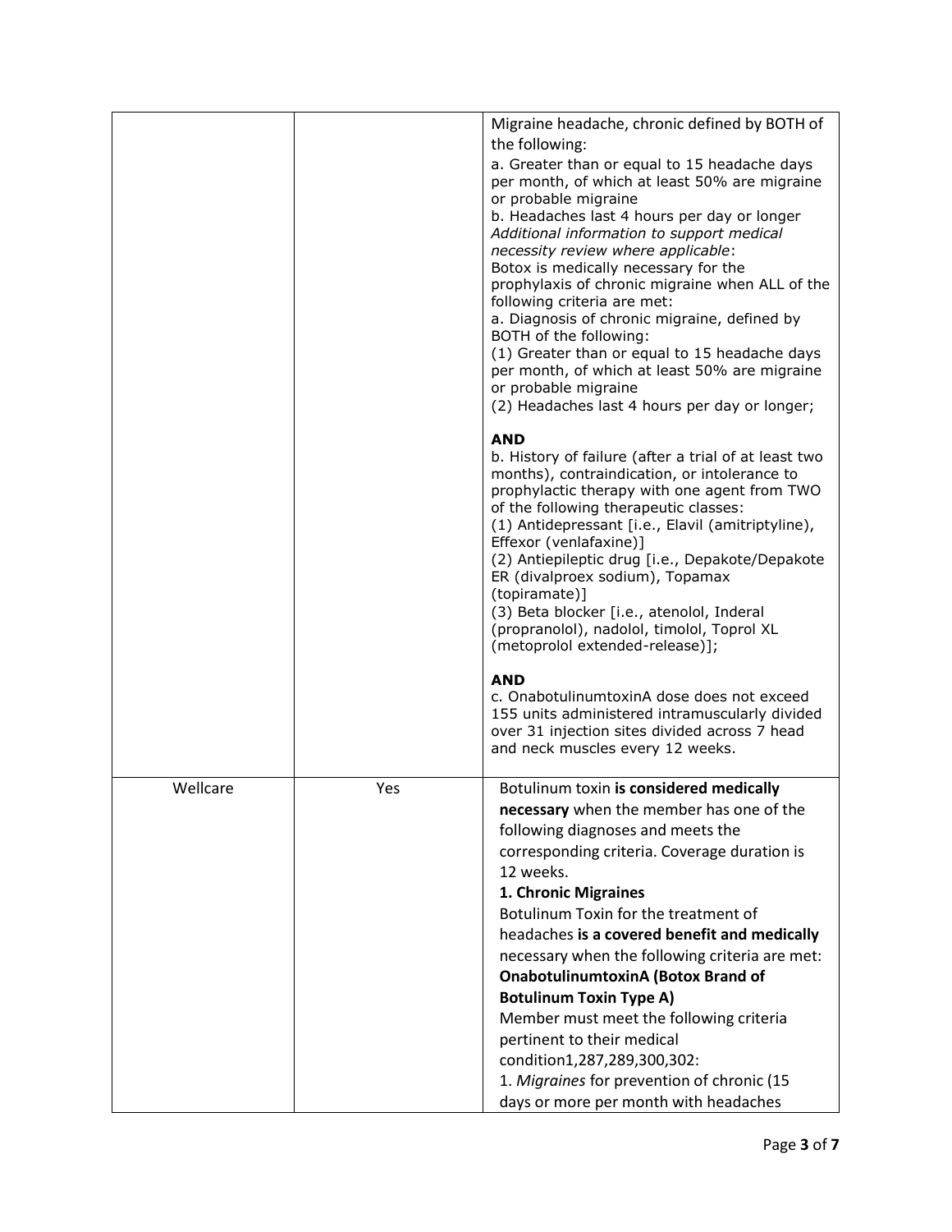| | | |
|---|---|---|
| | | Migraine headache, chronic defined by BOTH of the following:<br>a. Greater than or equal to 15 headache days per month, of which at least 50% are migraine or probable migraine<br>b. Headaches last 4 hours per day or longer<br>*Additional information to support medical necessity review where applicable*:<br>Botox is medically necessary for the prophylaxis of chronic migraine when ALL of the following criteria are met:<br>a. Diagnosis of chronic migraine, defined by BOTH of the following:<br>(1) Greater than or equal to 15 headache days per month, of which at least 50% are migraine or probable migraine<br>(2) Headaches last 4 hours per day or longer;<br><br>**AND**<br>b. History of failure (after a trial of at least two months), contraindication, or intolerance to prophylactic therapy with one agent from TWO of the following therapeutic classes:<br>(1) Antidepressant [i.e., Elavil (amitriptyline), Effexor (venlafaxine)]<br>(2) Antiepileptic drug [i.e., Depakote/Depakote ER (divalproex sodium), Topamax (topiramate)]<br>(3) Beta blocker [i.e., atenolol, Inderal (propranolol), nadolol, timolol, Toprol XL (metoprolol extended-release)];<br><br>**AND**<br>c. OnabotulinumtoxinA dose does not exceed 155 units administered intramuscularly divided over 31 injection sites divided across 7 head and neck muscles every 12 weeks. |
| Wellcare | Yes | Botulinum toxin **is considered medically necessary** when the member has one of the following diagnoses and meets the corresponding criteria. Coverage duration is 12 weeks.<br>**1. Chronic Migraines**<br>Botulinum Toxin for the treatment of headaches **is a covered benefit and medically** necessary when the following criteria are met:<br>**OnabotulinumtoxinA (Botox Brand of Botulinum Toxin Type A)**<br>Member must meet the following criteria pertinent to their medical condition1,287,289,300,302:<br>1. *Migraines* for prevention of chronic (15 days or more per month with headaches |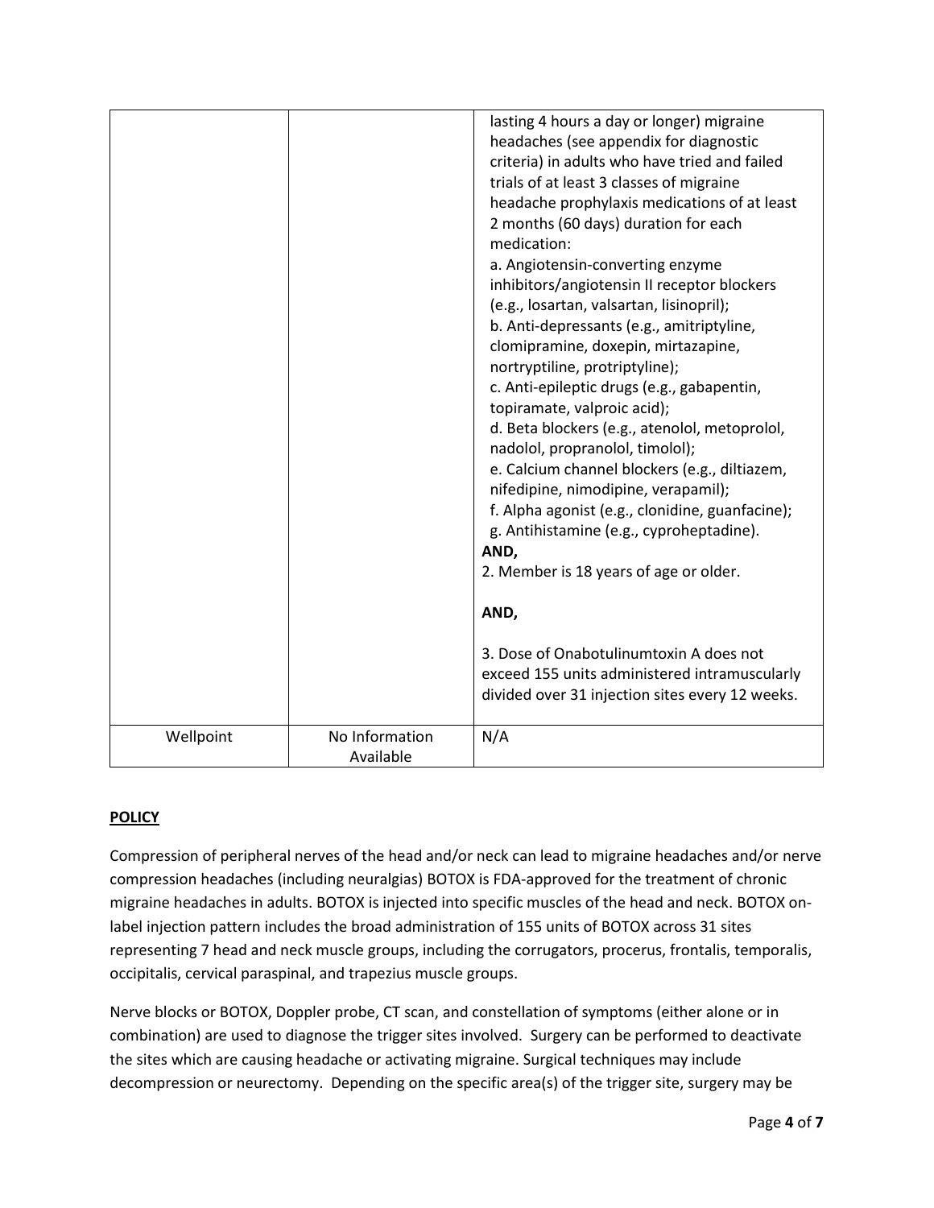| | | |
|---|---|---|
| | | lasting 4 hours a day or longer) migraine headaches (see appendix for diagnostic criteria) in adults who have tried and failed trials of at least 3 classes of migraine headache prophylaxis medications of at least 2 months (60 days) duration for each medication:<br>a. Angiotensin-converting enzyme inhibitors/angiotensin II receptor blockers (e.g., losartan, valsartan, lisinopril);<br>b. Anti-depressants (e.g., amitriptyline, clomipramine, doxepin, mirtazapine, nortryptiline, protriptyline);<br>c. Anti-epileptic drugs (e.g., gabapentin, topiramate, valproic acid);<br>d. Beta blockers (e.g., atenolol, metoprolol, nadolol, propranolol, timolol);<br>e. Calcium channel blockers (e.g., diltiazem, nifedipine, nimodipine, verapamil);<br>f. Alpha agonist (e.g., clonidine, guanfacine);<br>g. Antihistamine (e.g., cyproheptadine).<br>**AND,**<br>2. Member is 18 years of age or older.<br><br>**AND,**<br><br>3. Dose of Onabotulinumtoxin A does not exceed 155 units administered intramuscularly divided over 31 injection sites every 12 weeks. |
| Wellpoint | No Information Available | N/A |

## POLICY

Compression of peripheral nerves of the head and/or neck can lead to migraine headaches and/or nerve compression headaches (including neuralgias) BOTOX is FDA-approved for the treatment of chronic migraine headaches in adults. BOTOX is injected into specific muscles of the head and neck. BOTOX on-label injection pattern includes the broad administration of 155 units of BOTOX across 31 sites representing 7 head and neck muscle groups, including the corrugators, procerus, frontalis, temporalis, occipitalis, cervical paraspinal, and trapezius muscle groups.

Nerve blocks or BOTOX, Doppler probe, CT scan, and constellation of symptoms (either alone or in combination) are used to diagnose the trigger sites involved. Surgery can be performed to deactivate the sites which are causing headache or activating migraine. Surgical techniques may include decompression or neurectomy. Depending on the specific area(s) of the trigger site, surgery may be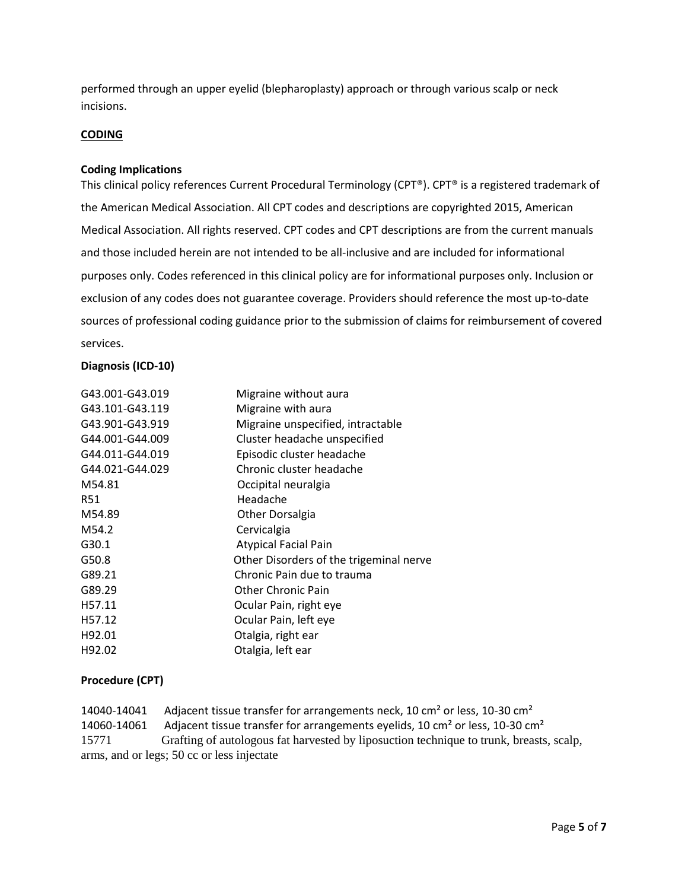performed through an upper eyelid (blepharoplasty) approach or through various scalp or neck incisions.

## CODING

### Coding Implications

This clinical policy references Current Procedural Terminology (CPT®). CPT® is a registered trademark of the American Medical Association. All CPT codes and descriptions are copyrighted 2015, American Medical Association. All rights reserved. CPT codes and CPT descriptions are from the current manuals and those included herein are not intended to be all-inclusive and are included for informational purposes only. Codes referenced in this clinical policy are for informational purposes only. Inclusion or exclusion of any codes does not guarantee coverage. Providers should reference the most up-to-date sources of professional coding guidance prior to the submission of claims for reimbursement of covered services.

### Diagnosis (ICD-10)

| | |
|---|---|
| G43.001-G43.019 | Migraine without aura |
| G43.101-G43.119 | Migraine with aura |
| G43.901-G43.919 | Migraine unspecified, intractable |
| G44.001-G44.009 | Cluster headache unspecified |
| G44.011-G44.019 | Episodic cluster headache |
| G44.021-G44.029 | Chronic cluster headache |
| M54.81 | Occipital neuralgia |
| R51 | Headache |
| M54.89 | Other Dorsalgia |
| M54.2 | Cervicalgia |
| G30.1 | Atypical Facial Pain |
| G50.8 | Other Disorders of the trigeminal nerve |
| G89.21 | Chronic Pain due to trauma |
| G89.29 | Other Chronic Pain |
| H57.11 | Ocular Pain, right eye |
| H57.12 | Ocular Pain, left eye |
| H92.01 | Otalgia, right ear |
| H92.02 | Otalgia, left ear |

### Procedure (CPT)

| | |
|---|---|
| 14040-14041 | Adjacent tissue transfer for arrangements neck, 10 cm² or less, 10-30 cm² |
| 14060-14061 | Adjacent tissue transfer for arrangements eyelids, 10 cm² or less, 10-30 cm² |
| 15771 | Grafting of autologous fat harvested by liposuction technique to trunk, breasts, scalp, arms, and or legs; 50 cc or less injectate |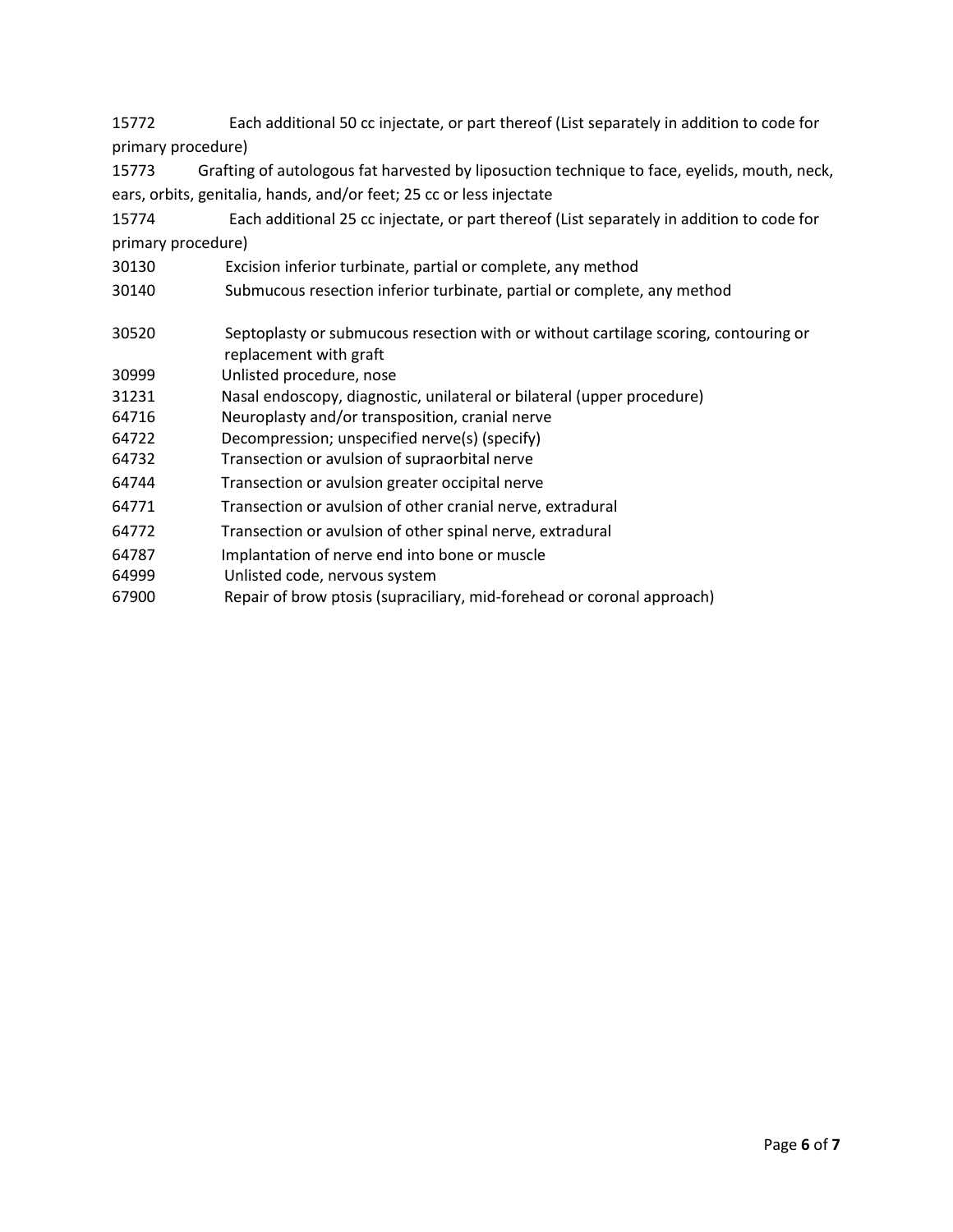15772 Each additional 50 cc injectate, or part thereof (List separately in addition to code for primary procedure)

15773 Grafting of autologous fat harvested by liposuction technique to face, eyelids, mouth, neck, ears, orbits, genitalia, hands, and/or feet; 25 cc or less injectate

15774 Each additional 25 cc injectate, or part thereof (List separately in addition to code for primary procedure)

30130 Excision inferior turbinate, partial or complete, any method

30140 Submucous resection inferior turbinate, partial or complete, any method

30520 Septoplasty or submucous resection with or without cartilage scoring, contouring or replacement with graft

30999 Unlisted procedure, nose

31231 Nasal endoscopy, diagnostic, unilateral or bilateral (upper procedure)

64716 Neuroplasty and/or transposition, cranial nerve

64722 Decompression; unspecified nerve(s) (specify)

64732 Transection or avulsion of supraorbital nerve

64744 Transection or avulsion greater occipital nerve

64771 Transection or avulsion of other cranial nerve, extradural

64772 Transection or avulsion of other spinal nerve, extradural

64787 Implantation of nerve end into bone or muscle

64999 Unlisted code, nervous system

67900 Repair of brow ptosis (supraciliary, mid-forehead or coronal approach)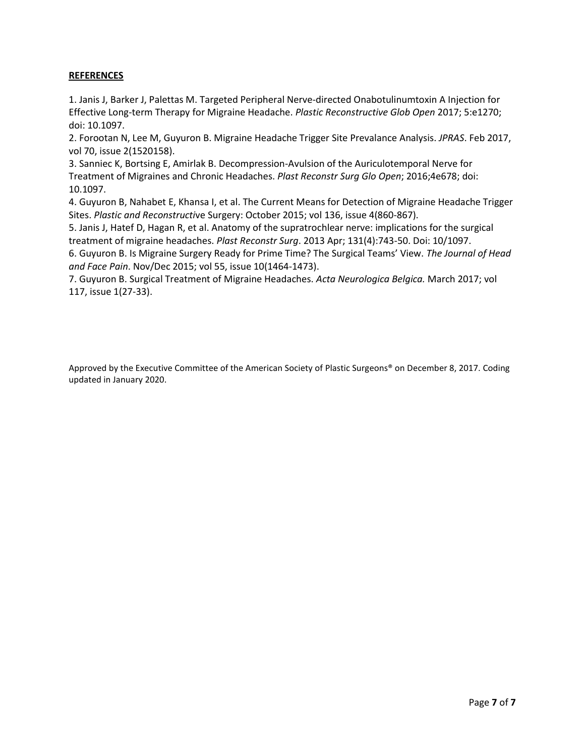**REFERENCES**

1. Janis J, Barker J, Palettas M. Targeted Peripheral Nerve-directed Onabotulinumtoxin A Injection for Effective Long-term Therapy for Migraine Headache. *Plastic Reconstructive Glob Open* 2017; 5:e1270; doi: 10.1097.
2. Forootan N, Lee M, Guyuron B. Migraine Headache Trigger Site Prevalance Analysis. *JPRAS*. Feb 2017, vol 70, issue 2(1520158).
3. Sanniec K, Bortsing E, Amirlak B. Decompression-Avulsion of the Auriculotemporal Nerve for Treatment of Migraines and Chronic Headaches. *Plast Reconstr Surg Glo Open*; 2016;4e678; doi: 10.1097.
4. Guyuron B, Nahabet E, Khansa I, et al. The Current Means for Detection of Migraine Headache Trigger Sites. *Plastic and Reconstructiv*e Surgery: October 2015; vol 136, issue 4(860-867).
5. Janis J, Hatef D, Hagan R, et al. Anatomy of the supratrochlear nerve: implications for the surgical treatment of migraine headaches. *Plast Reconstr Surg*. 2013 Apr; 131(4):743-50. Doi: 10/1097.
6. Guyuron B. Is Migraine Surgery Ready for Prime Time? The Surgical Teams' View. *The Journal of Head and Face Pain*. Nov/Dec 2015; vol 55, issue 10(1464-1473).
7. Guyuron B. Surgical Treatment of Migraine Headaches. *Acta Neurologica Belgica.* March 2017; vol 117, issue 1(27-33).

Approved by the Executive Committee of the American Society of Plastic Surgeons® on December 8, 2017. Coding updated in January 2020.